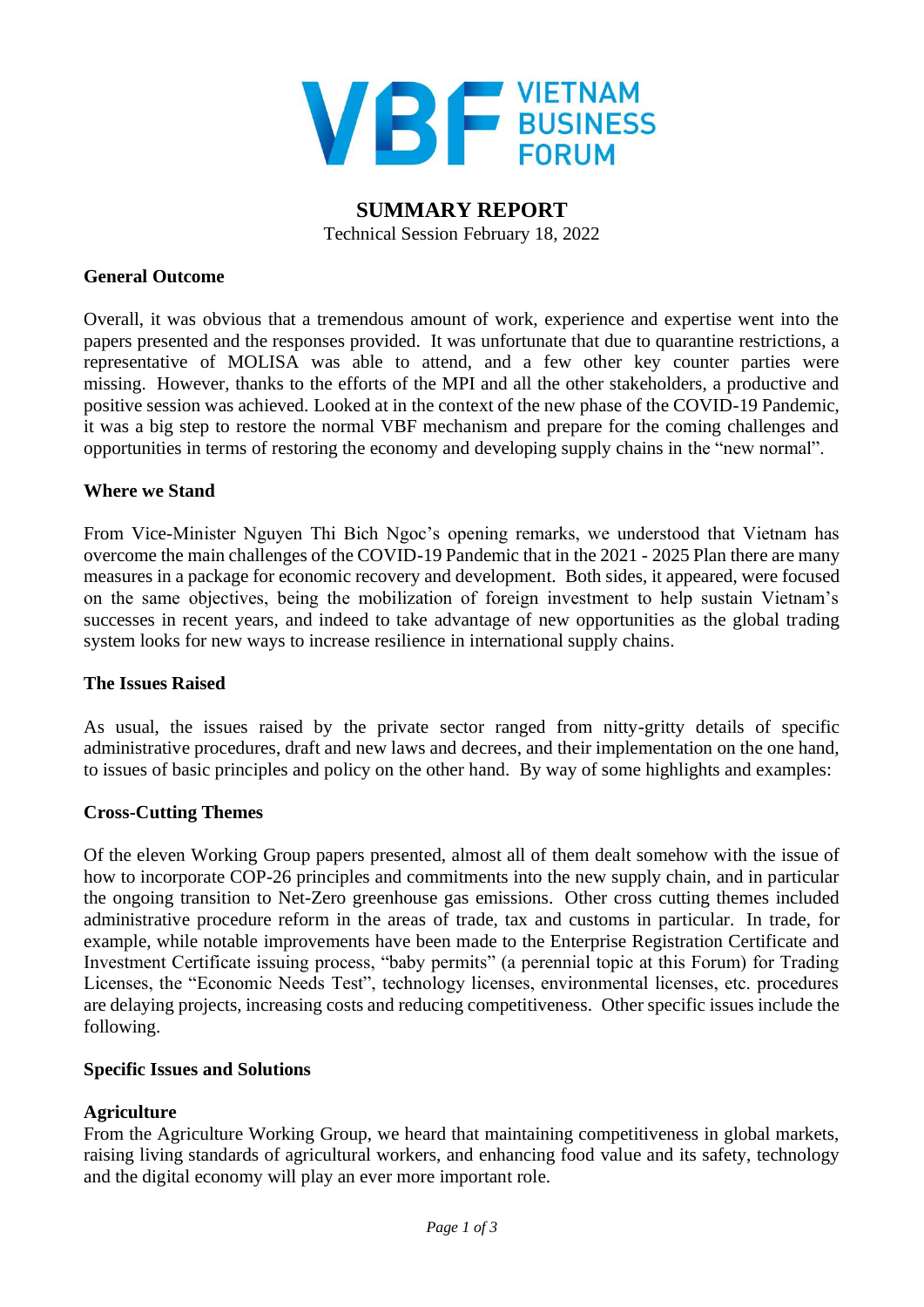VIETNAM BUSINESS FORUM

# SUMMARY REPORT

Technical Session February 18, 2022

## General Outcome

Overall, it was obvious that a tremendous amount of work, experience and expertise went into the papers presented and the responses provided. It was unfortunate that due to quarantine restrictions, a representative of MOLISA was able to attend, and a few other key counter parties were missing. However, thanks to the efforts of the MPI and all the other stakeholders, a productive and positive session was achieved. Looked at in the context of the new phase of the COVID-19 Pandemic, it was a big step to restore the normal VBF mechanism and prepare for the coming challenges and opportunities in terms of restoring the economy and developing supply chains in the "new normal".

## Where we Stand

From Vice-Minister Nguyen Thi Bich Ngoc's opening remarks, we understood that Vietnam has overcome the main challenges of the COVID-19 Pandemic that in the 2021 - 2025 Plan there are many measures in a package for economic recovery and development. Both sides, it appeared, were focused on the same objectives, being the mobilization of foreign investment to help sustain Vietnam's successes in recent years, and indeed to take advantage of new opportunities as the global trading system looks for new ways to increase resilience in international supply chains.

## The Issues Raised

As usual, the issues raised by the private sector ranged from nitty-gritty details of specific administrative procedures, draft and new laws and decrees, and their implementation on the one hand, to issues of basic principles and policy on the other hand. By way of some highlights and examples:

## Cross-Cutting Themes

Of the eleven Working Group papers presented, almost all of them dealt somehow with the issue of how to incorporate COP-26 principles and commitments into the new supply chain, and in particular the ongoing transition to Net-Zero greenhouse gas emissions. Other cross cutting themes included administrative procedure reform in the areas of trade, tax and customs in particular. In trade, for example, while notable improvements have been made to the Enterprise Registration Certificate and Investment Certificate issuing process, "baby permits" (a perennial topic at this Forum) for Trading Licenses, the "Economic Needs Test", technology licenses, environmental licenses, etc. procedures are delaying projects, increasing costs and reducing competitiveness. Other specific issues include the following.

## Specific Issues and Solutions

### Agriculture

From the Agriculture Working Group, we heard that maintaining competitiveness in global markets, raising living standards of agricultural workers, and enhancing food value and its safety, technology and the digital economy will play an ever more important role.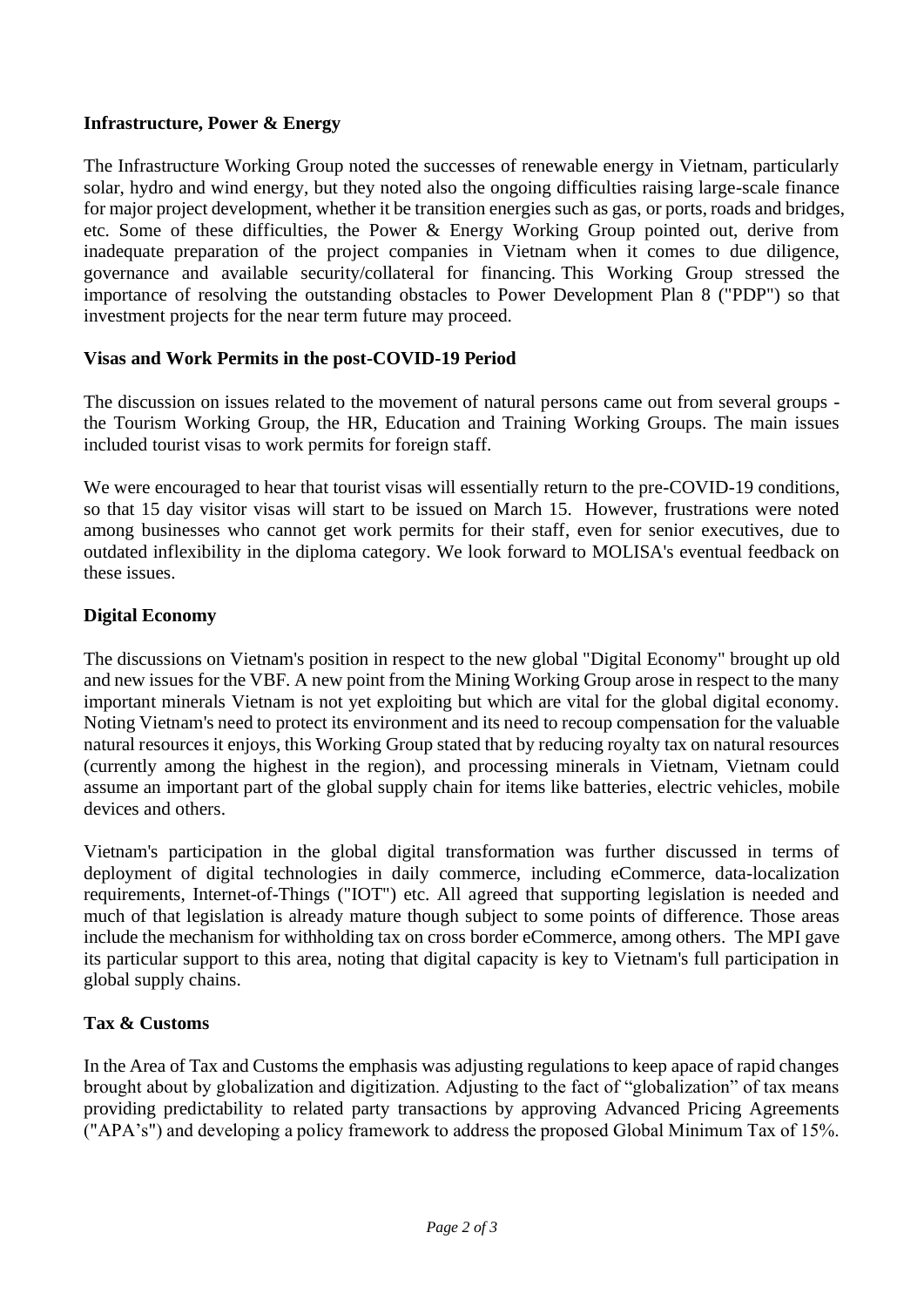**Infrastructure, Power & Energy**

The Infrastructure Working Group noted the successes of renewable energy in Vietnam, particularly solar, hydro and wind energy, but they noted also the ongoing difficulties raising large-scale finance for major project development, whether it be transition energies such as gas, or ports, roads and bridges, etc. Some of these difficulties, the Power & Energy Working Group pointed out, derive from inadequate preparation of the project companies in Vietnam when it comes to due diligence, governance and available security/collateral for financing. This Working Group stressed the importance of resolving the outstanding obstacles to Power Development Plan 8 ("PDP") so that investment projects for the near term future may proceed.

**Visas and Work Permits in the post-COVID-19 Period**

The discussion on issues related to the movement of natural persons came out from several groups - the Tourism Working Group, the HR, Education and Training Working Groups. The main issues included tourist visas to work permits for foreign staff.

We were encouraged to hear that tourist visas will essentially return to the pre-COVID-19 conditions, so that 15 day visitor visas will start to be issued on March 15. However, frustrations were noted among businesses who cannot get work permits for their staff, even for senior executives, due to outdated inflexibility in the diploma category. We look forward to MOLISA's eventual feedback on these issues.

**Digital Economy**

The discussions on Vietnam's position in respect to the new global "Digital Economy" brought up old and new issues for the VBF. A new point from the Mining Working Group arose in respect to the many important minerals Vietnam is not yet exploiting but which are vital for the global digital economy. Noting Vietnam's need to protect its environment and its need to recoup compensation for the valuable natural resources it enjoys, this Working Group stated that by reducing royalty tax on natural resources (currently among the highest in the region), and processing minerals in Vietnam, Vietnam could assume an important part of the global supply chain for items like batteries, electric vehicles, mobile devices and others.

Vietnam's participation in the global digital transformation was further discussed in terms of deployment of digital technologies in daily commerce, including eCommerce, data-localization requirements, Internet-of-Things ("IOT") etc. All agreed that supporting legislation is needed and much of that legislation is already mature though subject to some points of difference. Those areas include the mechanism for withholding tax on cross border eCommerce, among others. The MPI gave its particular support to this area, noting that digital capacity is key to Vietnam's full participation in global supply chains.

**Tax & Customs**

In the Area of Tax and Customs the emphasis was adjusting regulations to keep apace of rapid changes brought about by globalization and digitization. Adjusting to the fact of "globalization" of tax means providing predictability to related party transactions by approving Advanced Pricing Agreements ("APA's") and developing a policy framework to address the proposed Global Minimum Tax of 15%.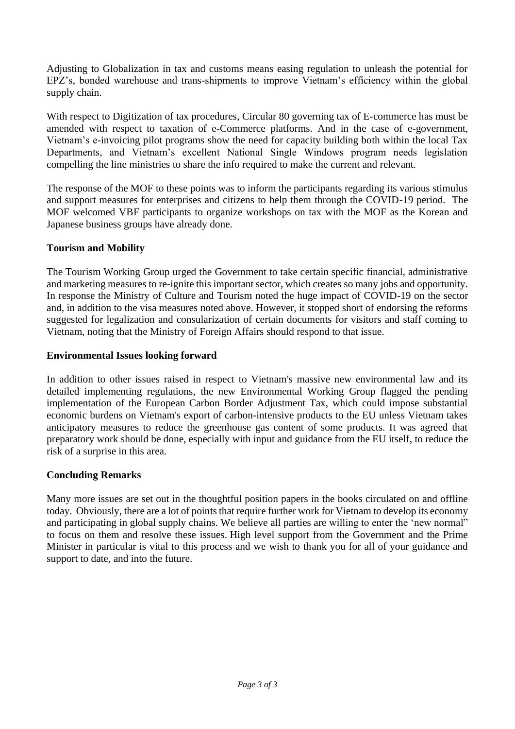Adjusting to Globalization in tax and customs means easing regulation to unleash the potential for EPZ's, bonded warehouse and trans-shipments to improve Vietnam's efficiency within the global supply chain.

With respect to Digitization of tax procedures, Circular 80 governing tax of E-commerce has must be amended with respect to taxation of e-Commerce platforms. And in the case of e-government, Vietnam's e-invoicing pilot programs show the need for capacity building both within the local Tax Departments, and Vietnam's excellent National Single Windows program needs legislation compelling the line ministries to share the info required to make the current and relevant.

The response of the MOF to these points was to inform the participants regarding its various stimulus and support measures for enterprises and citizens to help them through the COVID-19 period. The MOF welcomed VBF participants to organize workshops on tax with the MOF as the Korean and Japanese business groups have already done.

**Tourism and Mobility**

The Tourism Working Group urged the Government to take certain specific financial, administrative and marketing measures to re-ignite this important sector, which creates so many jobs and opportunity. In response the Ministry of Culture and Tourism noted the huge impact of COVID-19 on the sector and, in addition to the visa measures noted above. However, it stopped short of endorsing the reforms suggested for legalization and consularization of certain documents for visitors and staff coming to Vietnam, noting that the Ministry of Foreign Affairs should respond to that issue.

**Environmental Issues looking forward**

In addition to other issues raised in respect to Vietnam's massive new environmental law and its detailed implementing regulations, the new Environmental Working Group flagged the pending implementation of the European Carbon Border Adjustment Tax, which could impose substantial economic burdens on Vietnam's export of carbon-intensive products to the EU unless Vietnam takes anticipatory measures to reduce the greenhouse gas content of some products. It was agreed that preparatory work should be done, especially with input and guidance from the EU itself, to reduce the risk of a surprise in this area.

**Concluding Remarks**

Many more issues are set out in the thoughtful position papers in the books circulated on and offline today. Obviously, there are a lot of points that require further work for Vietnam to develop its economy and participating in global supply chains. We believe all parties are willing to enter the 'new normal" to focus on them and resolve these issues. High level support from the Government and the Prime Minister in particular is vital to this process and we wish to thank you for all of your guidance and support to date, and into the future.